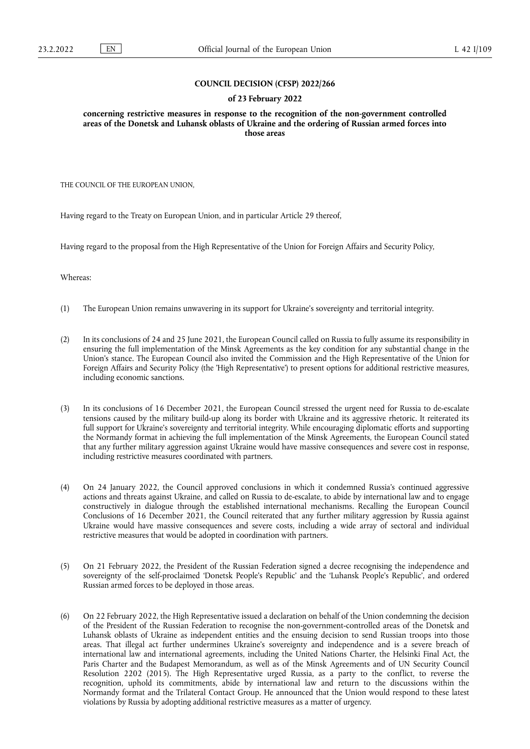**COUNCIL DECISION (CFSP) 2022/266**

**of 23 February 2022**

**concerning restrictive measures in response to the recognition of the non-government controlled areas of the Donetsk and Luhansk oblasts of Ukraine and the ordering of Russian armed forces into those areas**

THE COUNCIL OF THE EUROPEAN UNION,

Having regard to the Treaty on European Union, and in particular Article 29 thereof,

Having regard to the proposal from the High Representative of the Union for Foreign Affairs and Security Policy,

Whereas:

(1) The European Union remains unwavering in its support for Ukraine's sovereignty and territorial integrity.

(2) In its conclusions of 24 and 25 June 2021, the European Council called on Russia to fully assume its responsibility in ensuring the full implementation of the Minsk Agreements as the key condition for any substantial change in the Union's stance. The European Council also invited the Commission and the High Representative of the Union for Foreign Affairs and Security Policy (the 'High Representative') to present options for additional restrictive measures, including economic sanctions.

(3) In its conclusions of 16 December 2021, the European Council stressed the urgent need for Russia to de-escalate tensions caused by the military build-up along its border with Ukraine and its aggressive rhetoric. It reiterated its full support for Ukraine's sovereignty and territorial integrity. While encouraging diplomatic efforts and supporting the Normandy format in achieving the full implementation of the Minsk Agreements, the European Council stated that any further military aggression against Ukraine would have massive consequences and severe cost in response, including restrictive measures coordinated with partners.

(4) On 24 January 2022, the Council approved conclusions in which it condemned Russia's continued aggressive actions and threats against Ukraine, and called on Russia to de-escalate, to abide by international law and to engage constructively in dialogue through the established international mechanisms. Recalling the European Council Conclusions of 16 December 2021, the Council reiterated that any further military aggression by Russia against Ukraine would have massive consequences and severe costs, including a wide array of sectoral and individual restrictive measures that would be adopted in coordination with partners.

(5) On 21 February 2022, the President of the Russian Federation signed a decree recognising the independence and sovereignty of the self-proclaimed 'Donetsk People's Republic' and the 'Luhansk People's Republic', and ordered Russian armed forces to be deployed in those areas.

(6) On 22 February 2022, the High Representative issued a declaration on behalf of the Union condemning the decision of the President of the Russian Federation to recognise the non-government-controlled areas of the Donetsk and Luhansk oblasts of Ukraine as independent entities and the ensuing decision to send Russian troops into those areas. That illegal act further undermines Ukraine's sovereignty and independence and is a severe breach of international law and international agreements, including the United Nations Charter, the Helsinki Final Act, the Paris Charter and the Budapest Memorandum, as well as of the Minsk Agreements and of UN Security Council Resolution 2202 (2015). The High Representative urged Russia, as a party to the conflict, to reverse the recognition, uphold its commitments, abide by international law and return to the discussions within the Normandy format and the Trilateral Contact Group. He announced that the Union would respond to these latest violations by Russia by adopting additional restrictive measures as a matter of urgency.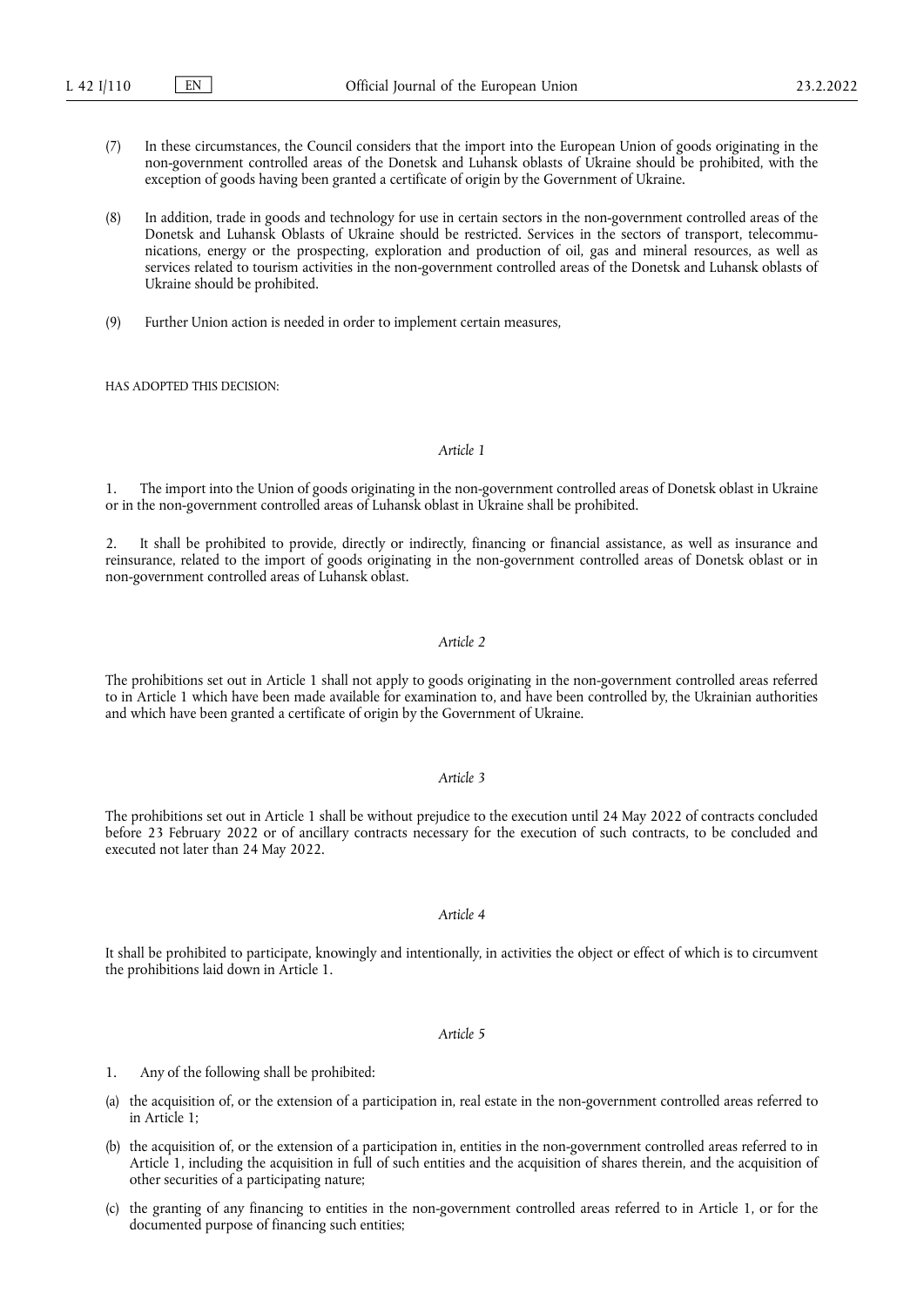(7) In these circumstances, the Council considers that the import into the European Union of goods originating in the non-government controlled areas of the Donetsk and Luhansk oblasts of Ukraine should be prohibited, with the exception of goods having been granted a certificate of origin by the Government of Ukraine.

(8) In addition, trade in goods and technology for use in certain sectors in the non-government controlled areas of the Donetsk and Luhansk Oblasts of Ukraine should be restricted. Services in the sectors of transport, telecommunications, energy or the prospecting, exploration and production of oil, gas and mineral resources, as well as services related to tourism activities in the non-government controlled areas of the Donetsk and Luhansk oblasts of Ukraine should be prohibited.

(9) Further Union action is needed in order to implement certain measures,

HAS ADOPTED THIS DECISION:

*Article 1*

1. The import into the Union of goods originating in the non-government controlled areas of Donetsk oblast in Ukraine or in the non-government controlled areas of Luhansk oblast in Ukraine shall be prohibited.

2. It shall be prohibited to provide, directly or indirectly, financing or financial assistance, as well as insurance and reinsurance, related to the import of goods originating in the non-government controlled areas of Donetsk oblast or in non-government controlled areas of Luhansk oblast.

*Article 2*

The prohibitions set out in Article 1 shall not apply to goods originating in the non-government controlled areas referred to in Article 1 which have been made available for examination to, and have been controlled by, the Ukrainian authorities and which have been granted a certificate of origin by the Government of Ukraine.

*Article 3*

The prohibitions set out in Article 1 shall be without prejudice to the execution until 24 May 2022 of contracts concluded before 23 February 2022 or of ancillary contracts necessary for the execution of such contracts, to be concluded and executed not later than 24 May 2022.

*Article 4*

It shall be prohibited to participate, knowingly and intentionally, in activities the object or effect of which is to circumvent the prohibitions laid down in Article 1.

*Article 5*

1. Any of the following shall be prohibited:

(a) the acquisition of, or the extension of a participation in, real estate in the non-government controlled areas referred to in Article 1;

(b) the acquisition of, or the extension of a participation in, entities in the non-government controlled areas referred to in Article 1, including the acquisition in full of such entities and the acquisition of shares therein, and the acquisition of other securities of a participating nature;

(c) the granting of any financing to entities in the non-government controlled areas referred to in Article 1, or for the documented purpose of financing such entities;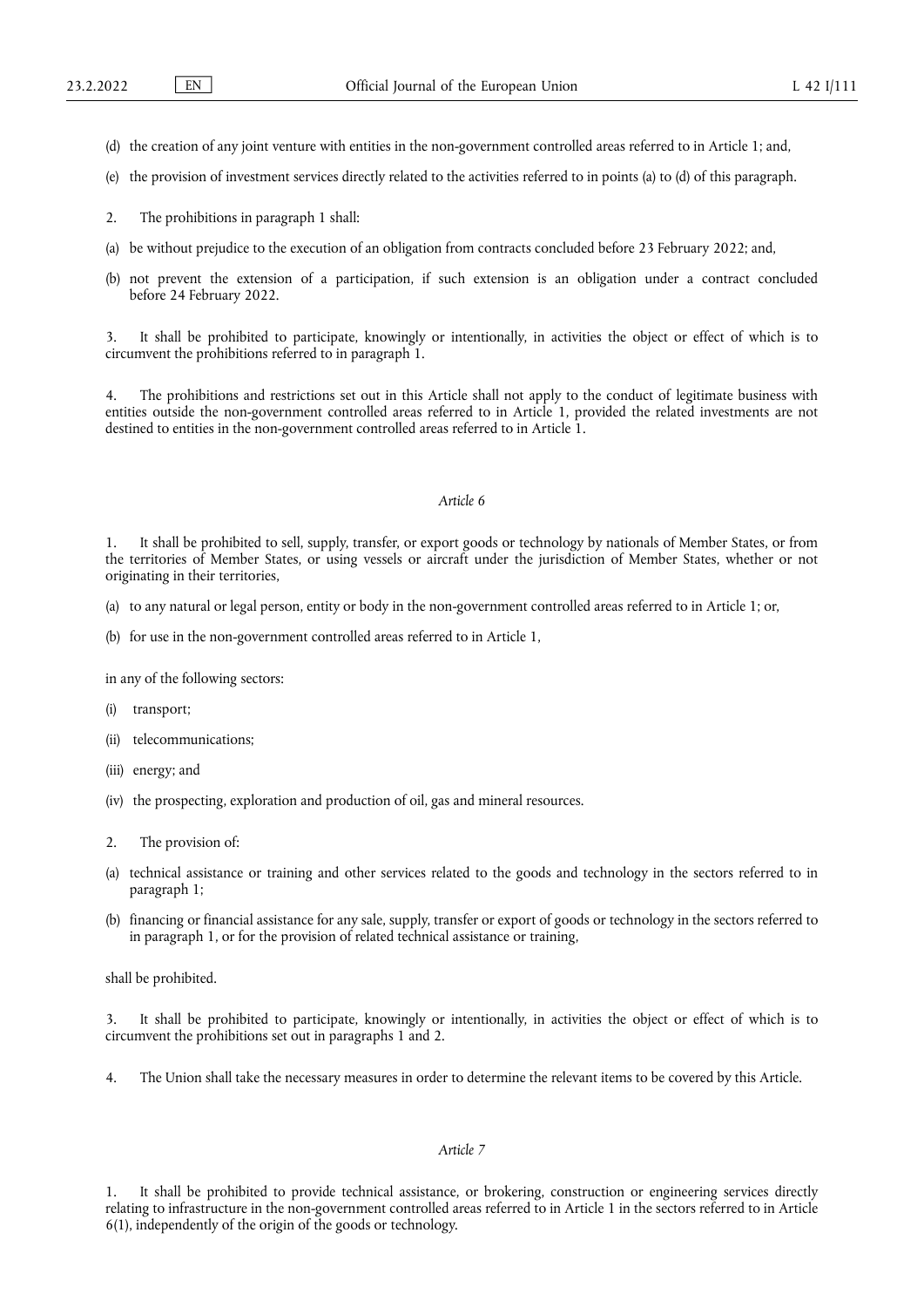(d) the creation of any joint venture with entities in the non-government controlled areas referred to in Article 1; and,

(e) the provision of investment services directly related to the activities referred to in points (a) to (d) of this paragraph.

2. The prohibitions in paragraph 1 shall:

(a) be without prejudice to the execution of an obligation from contracts concluded before 23 February 2022; and,

(b) not prevent the extension of a participation, if such extension is an obligation under a contract concluded before 24 February 2022.

3. It shall be prohibited to participate, knowingly or intentionally, in activities the object or effect of which is to circumvent the prohibitions referred to in paragraph 1.

4. The prohibitions and restrictions set out in this Article shall not apply to the conduct of legitimate business with entities outside the non-government controlled areas referred to in Article 1, provided the related investments are not destined to entities in the non-government controlled areas referred to in Article 1.

*Article 6*

1. It shall be prohibited to sell, supply, transfer, or export goods or technology by nationals of Member States, or from the territories of Member States, or using vessels or aircraft under the jurisdiction of Member States, whether or not originating in their territories,

(a) to any natural or legal person, entity or body in the non-government controlled areas referred to in Article 1; or,

(b) for use in the non-government controlled areas referred to in Article 1,

in any of the following sectors:

(i) transport;

(ii) telecommunications;

(iii) energy; and

(iv) the prospecting, exploration and production of oil, gas and mineral resources.

2. The provision of:

(a) technical assistance or training and other services related to the goods and technology in the sectors referred to in paragraph 1;

(b) financing or financial assistance for any sale, supply, transfer or export of goods or technology in the sectors referred to in paragraph 1, or for the provision of related technical assistance or training,

shall be prohibited.

3. It shall be prohibited to participate, knowingly or intentionally, in activities the object or effect of which is to circumvent the prohibitions set out in paragraphs 1 and 2.

4. The Union shall take the necessary measures in order to determine the relevant items to be covered by this Article.

*Article 7*

1. It shall be prohibited to provide technical assistance, or brokering, construction or engineering services directly relating to infrastructure in the non-government controlled areas referred to in Article 1 in the sectors referred to in Article 6(1), independently of the origin of the goods or technology.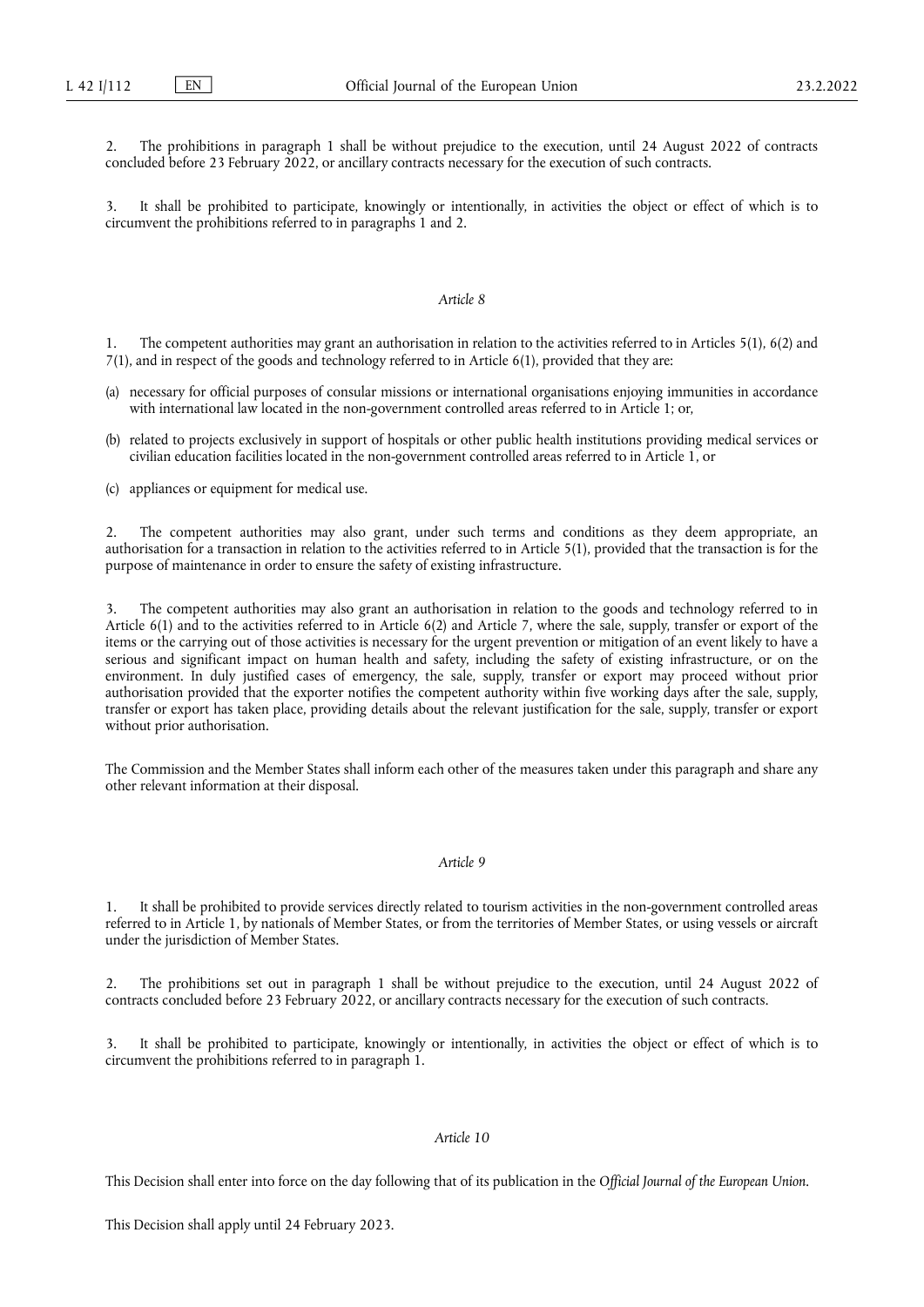2. The prohibitions in paragraph 1 shall be without prejudice to the execution, until 24 August 2022 of contracts concluded before 23 February 2022, or ancillary contracts necessary for the execution of such contracts.

3. It shall be prohibited to participate, knowingly or intentionally, in activities the object or effect of which is to circumvent the prohibitions referred to in paragraphs 1 and 2.

*Article 8*

1. The competent authorities may grant an authorisation in relation to the activities referred to in Articles 5(1), 6(2) and 7(1), and in respect of the goods and technology referred to in Article 6(1), provided that they are:

(a) necessary for official purposes of consular missions or international organisations enjoying immunities in accordance with international law located in the non-government controlled areas referred to in Article 1; or,

(b) related to projects exclusively in support of hospitals or other public health institutions providing medical services or civilian education facilities located in the non-government controlled areas referred to in Article 1, or

(c) appliances or equipment for medical use.

2. The competent authorities may also grant, under such terms and conditions as they deem appropriate, an authorisation for a transaction in relation to the activities referred to in Article 5(1), provided that the transaction is for the purpose of maintenance in order to ensure the safety of existing infrastructure.

3. The competent authorities may also grant an authorisation in relation to the goods and technology referred to in Article 6(1) and to the activities referred to in Article 6(2) and Article 7, where the sale, supply, transfer or export of the items or the carrying out of those activities is necessary for the urgent prevention or mitigation of an event likely to have a serious and significant impact on human health and safety, including the safety of existing infrastructure, or on the environment. In duly justified cases of emergency, the sale, supply, transfer or export may proceed without prior authorisation provided that the exporter notifies the competent authority within five working days after the sale, supply, transfer or export has taken place, providing details about the relevant justification for the sale, supply, transfer or export without prior authorisation.

The Commission and the Member States shall inform each other of the measures taken under this paragraph and share any other relevant information at their disposal.

*Article 9*

1. It shall be prohibited to provide services directly related to tourism activities in the non-government controlled areas referred to in Article 1, by nationals of Member States, or from the territories of Member States, or using vessels or aircraft under the jurisdiction of Member States.

2. The prohibitions set out in paragraph 1 shall be without prejudice to the execution, until 24 August 2022 of contracts concluded before 23 February 2022, or ancillary contracts necessary for the execution of such contracts.

3. It shall be prohibited to participate, knowingly or intentionally, in activities the object or effect of which is to circumvent the prohibitions referred to in paragraph 1.

*Article 10*

This Decision shall enter into force on the day following that of its publication in the *Official Journal of the European Union*.

This Decision shall apply until 24 February 2023.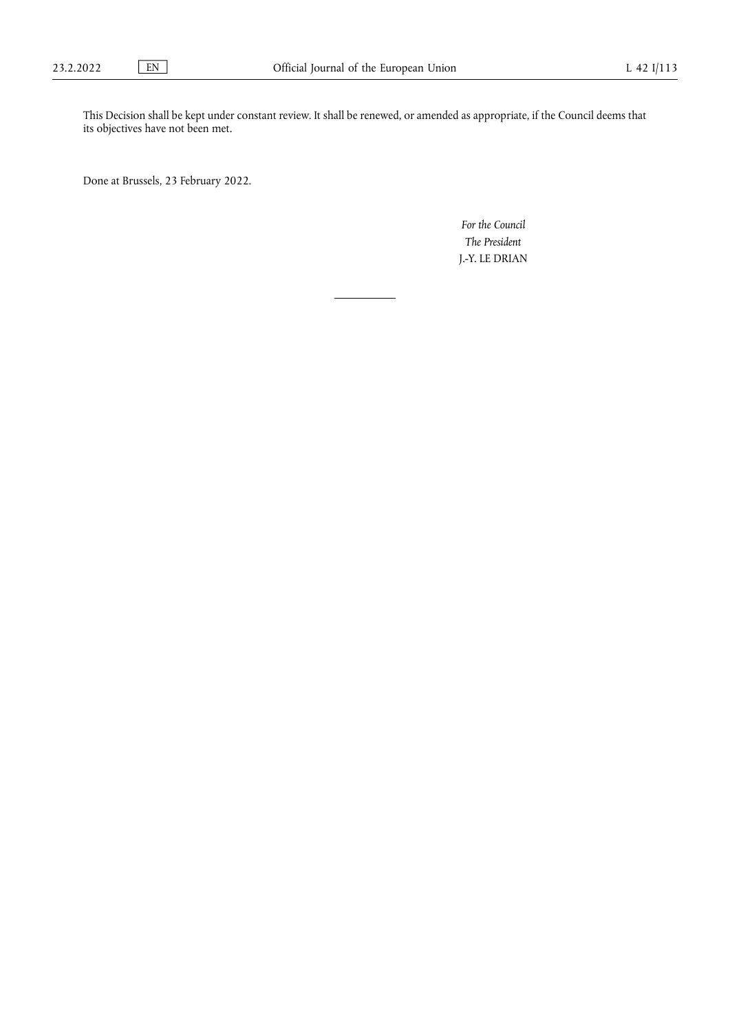This Decision shall be kept under constant review. It shall be renewed, or amended as appropriate, if the Council deems that its objectives have not been met.

Done at Brussels, 23 February 2022.

*For the Council*

*The President*

J.-Y. LE DRIAN